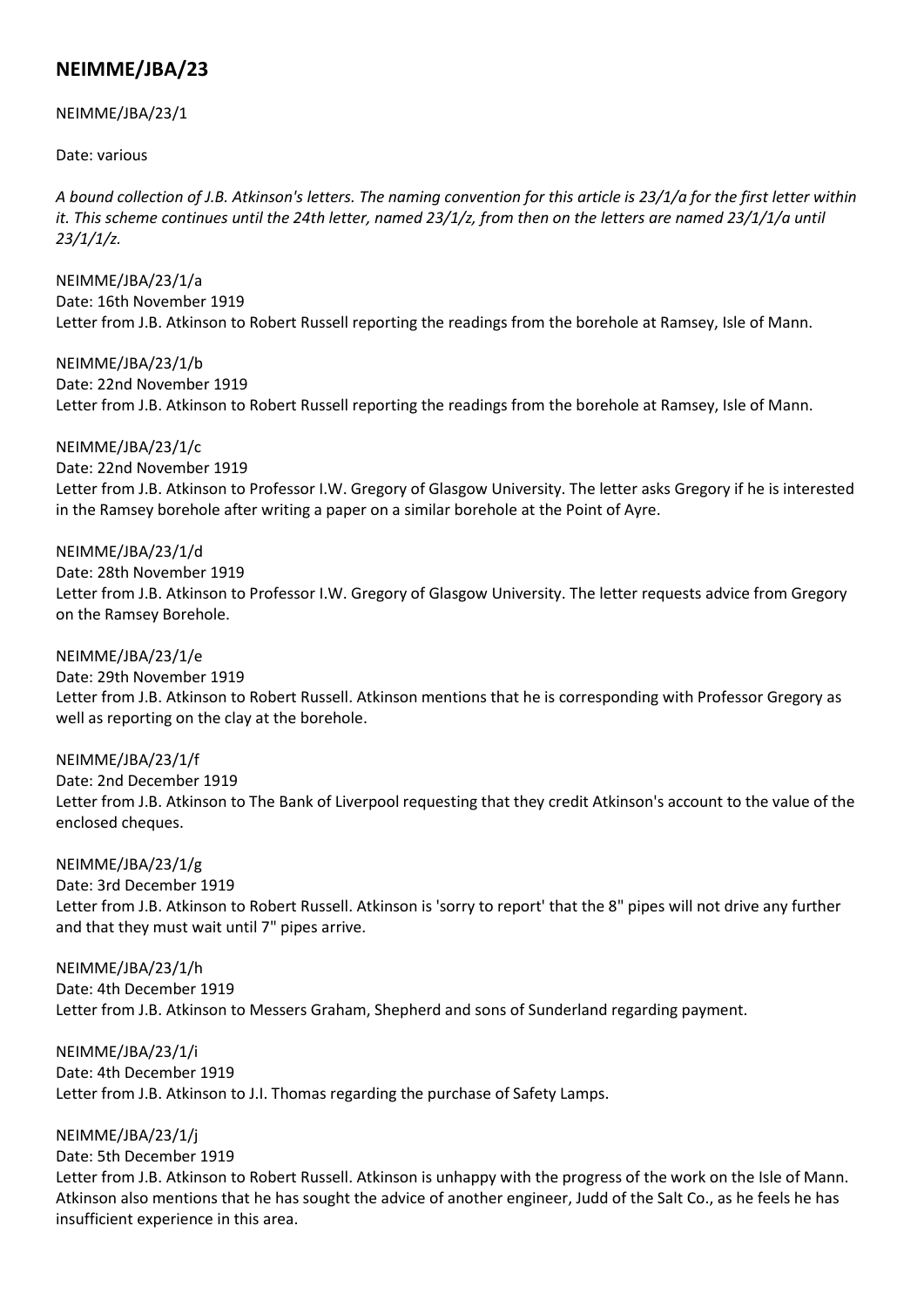# NEIMME/JBA/23

NEIMME/JBA/23/1

Date: various

*A bound collection of J.B. Atkinson's letters. The naming convention for this article is 23/1/a for the first letter within it. This scheme continues until the 24th letter, named 23/1/z, from then on the letters are named 23/1/1/a until 23/1/1/z.*

NEIMME/JBA/23/1/a
Date: 16th November 1919
Letter from J.B. Atkinson to Robert Russell reporting the readings from the borehole at Ramsey, Isle of Mann.

NEIMME/JBA/23/1/b
Date: 22nd November 1919
Letter from J.B. Atkinson to Robert Russell reporting the readings from the borehole at Ramsey, Isle of Mann.

NEIMME/JBA/23/1/c
Date: 22nd November 1919
Letter from J.B. Atkinson to Professor I.W. Gregory of Glasgow University. The letter asks Gregory if he is interested in the Ramsey borehole after writing a paper on a similar borehole at the Point of Ayre.

NEIMME/JBA/23/1/d
Date: 28th November 1919
Letter from J.B. Atkinson to Professor I.W. Gregory of Glasgow University. The letter requests advice from Gregory on the Ramsey Borehole.

NEIMME/JBA/23/1/e
Date: 29th November 1919
Letter from J.B. Atkinson to Robert Russell. Atkinson mentions that he is corresponding with Professor Gregory as well as reporting on the clay at the borehole.

NEIMME/JBA/23/1/f
Date: 2nd December 1919
Letter from J.B. Atkinson to The Bank of Liverpool requesting that they credit Atkinson's account to the value of the enclosed cheques.

NEIMME/JBA/23/1/g
Date: 3rd December 1919
Letter from J.B. Atkinson to Robert Russell. Atkinson is 'sorry to report' that the 8" pipes will not drive any further and that they must wait until 7" pipes arrive.

NEIMME/JBA/23/1/h
Date: 4th December 1919
Letter from J.B. Atkinson to Messers Graham, Shepherd and sons of Sunderland regarding payment.

NEIMME/JBA/23/1/i
Date: 4th December 1919
Letter from J.B. Atkinson to J.I. Thomas regarding the purchase of Safety Lamps.

NEIMME/JBA/23/1/j
Date: 5th December 1919
Letter from J.B. Atkinson to Robert Russell. Atkinson is unhappy with the progress of the work on the Isle of Mann. Atkinson also mentions that he has sought the advice of another engineer, Judd of the Salt Co., as he feels he has insufficient experience in this area.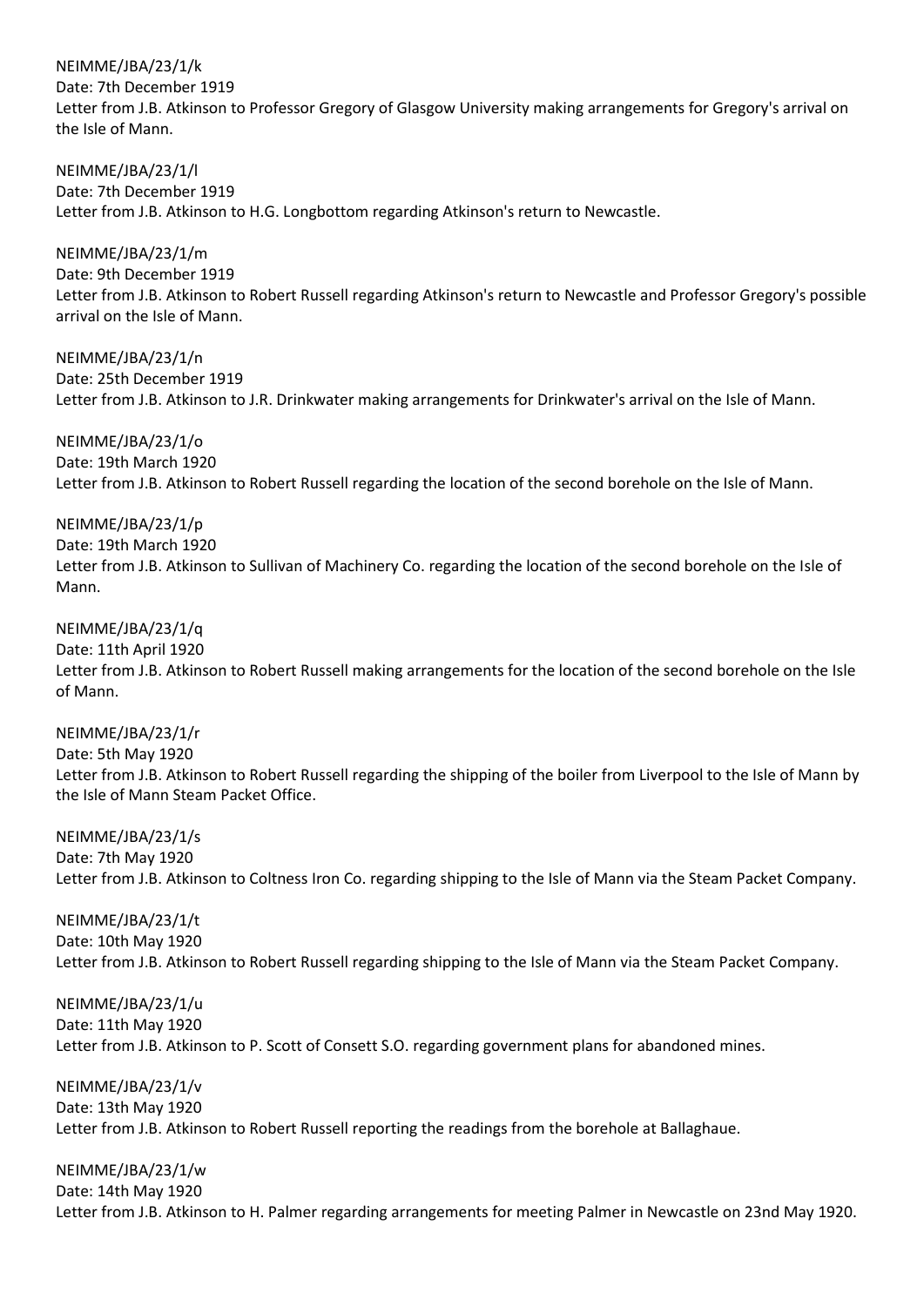NEIMME/JBA/23/1/k
Date: 7th December 1919
Letter from J.B. Atkinson to Professor Gregory of Glasgow University making arrangements for Gregory's arrival on the Isle of Mann.

NEIMME/JBA/23/1/l
Date: 7th December 1919
Letter from J.B. Atkinson to H.G. Longbottom regarding Atkinson's return to Newcastle.

NEIMME/JBA/23/1/m
Date: 9th December 1919
Letter from J.B. Atkinson to Robert Russell regarding Atkinson's return to Newcastle and Professor Gregory's possible arrival on the Isle of Mann.

NEIMME/JBA/23/1/n
Date: 25th December 1919
Letter from J.B. Atkinson to J.R. Drinkwater making arrangements for Drinkwater's arrival on the Isle of Mann.

NEIMME/JBA/23/1/o
Date: 19th March 1920
Letter from J.B. Atkinson to Robert Russell regarding the location of the second borehole on the Isle of Mann.

NEIMME/JBA/23/1/p
Date: 19th March 1920
Letter from J.B. Atkinson to Sullivan of Machinery Co. regarding the location of the second borehole on the Isle of Mann.

NEIMME/JBA/23/1/q
Date: 11th April 1920
Letter from J.B. Atkinson to Robert Russell making arrangements for the location of the second borehole on the Isle of Mann.

NEIMME/JBA/23/1/r
Date: 5th May 1920
Letter from J.B. Atkinson to Robert Russell regarding the shipping of the boiler from Liverpool to the Isle of Mann by the Isle of Mann Steam Packet Office.

NEIMME/JBA/23/1/s
Date: 7th May 1920
Letter from J.B. Atkinson to Coltness Iron Co. regarding shipping to the Isle of Mann via the Steam Packet Company.

NEIMME/JBA/23/1/t
Date: 10th May 1920
Letter from J.B. Atkinson to Robert Russell regarding shipping to the Isle of Mann via the Steam Packet Company.

NEIMME/JBA/23/1/u
Date: 11th May 1920
Letter from J.B. Atkinson to P. Scott of Consett S.O. regarding government plans for abandoned mines.

NEIMME/JBA/23/1/v
Date: 13th May 1920
Letter from J.B. Atkinson to Robert Russell reporting the readings from the borehole at Ballaghaue.

NEIMME/JBA/23/1/w
Date: 14th May 1920
Letter from J.B. Atkinson to H. Palmer regarding arrangements for meeting Palmer in Newcastle on 23nd May 1920.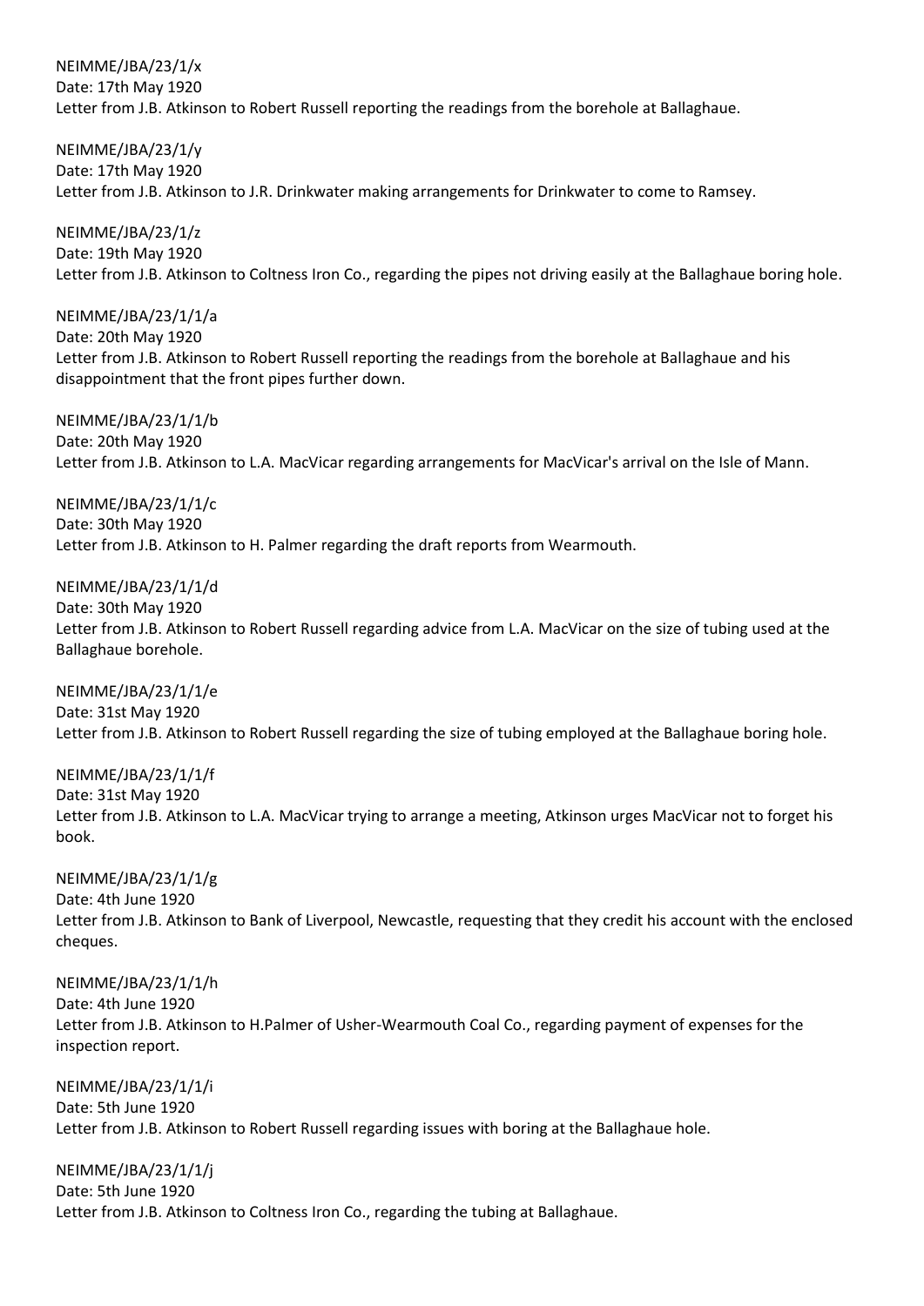NEIMME/JBA/23/1/x
Date: 17th May 1920
Letter from J.B. Atkinson to Robert Russell reporting the readings from the borehole at Ballaghaue.

NEIMME/JBA/23/1/y
Date: 17th May 1920
Letter from J.B. Atkinson to J.R. Drinkwater making arrangements for Drinkwater to come to Ramsey.

NEIMME/JBA/23/1/z
Date: 19th May 1920
Letter from J.B. Atkinson to Coltness Iron Co., regarding the pipes not driving easily at the Ballaghaue boring hole.

NEIMME/JBA/23/1/1/a
Date: 20th May 1920
Letter from J.B. Atkinson to Robert Russell reporting the readings from the borehole at Ballaghaue and his disappointment that the front pipes further down.

NEIMME/JBA/23/1/1/b
Date: 20th May 1920
Letter from J.B. Atkinson to L.A. MacVicar regarding arrangements for MacVicar's arrival on the Isle of Mann.

NEIMME/JBA/23/1/1/c
Date: 30th May 1920
Letter from J.B. Atkinson to H. Palmer regarding the draft reports from Wearmouth.

NEIMME/JBA/23/1/1/d
Date: 30th May 1920
Letter from J.B. Atkinson to Robert Russell regarding advice from L.A. MacVicar on the size of tubing used at the Ballaghaue borehole.

NEIMME/JBA/23/1/1/e
Date: 31st May 1920
Letter from J.B. Atkinson to Robert Russell regarding the size of tubing employed at the Ballaghaue boring hole.

NEIMME/JBA/23/1/1/f
Date: 31st May 1920
Letter from J.B. Atkinson to L.A. MacVicar trying to arrange a meeting, Atkinson urges MacVicar not to forget his book.

NEIMME/JBA/23/1/1/g
Date: 4th June 1920
Letter from J.B. Atkinson to Bank of Liverpool, Newcastle, requesting that they credit his account with the enclosed cheques.

NEIMME/JBA/23/1/1/h
Date: 4th June 1920
Letter from J.B. Atkinson to H.Palmer of Usher-Wearmouth Coal Co., regarding payment of expenses for the inspection report.

NEIMME/JBA/23/1/1/i
Date: 5th June 1920
Letter from J.B. Atkinson to Robert Russell regarding issues with boring at the Ballaghaue hole.

NEIMME/JBA/23/1/1/j
Date: 5th June 1920
Letter from J.B. Atkinson to Coltness Iron Co., regarding the tubing at Ballaghaue.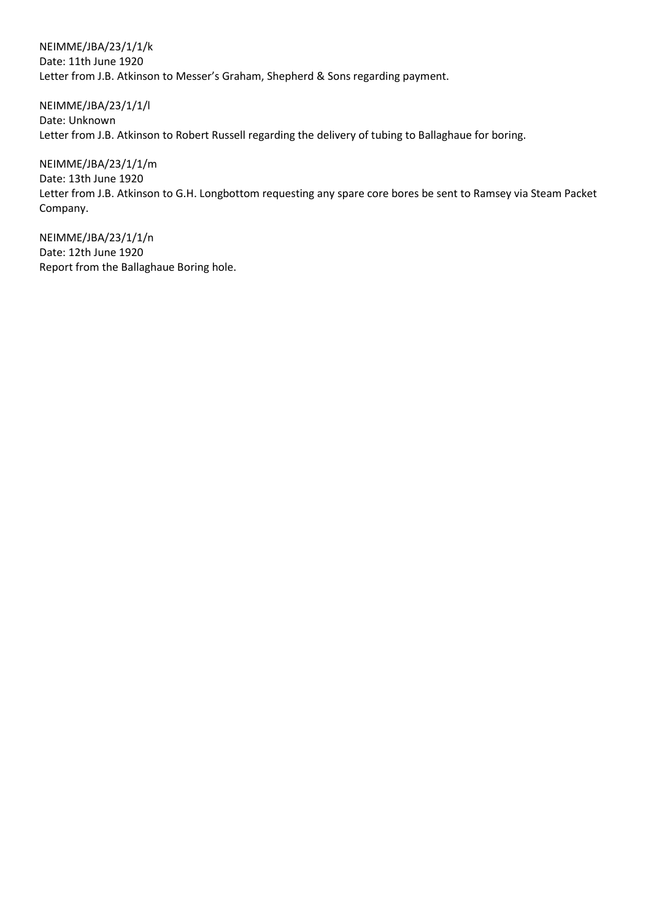NEIMME/JBA/23/1/1/k
Date: 11th June 1920
Letter from J.B. Atkinson to Messer's Graham, Shepherd & Sons regarding payment.

NEIMME/JBA/23/1/1/l
Date: Unknown
Letter from J.B. Atkinson to Robert Russell regarding the delivery of tubing to Ballaghaue for boring.

NEIMME/JBA/23/1/1/m
Date: 13th June 1920
Letter from J.B. Atkinson to G.H. Longbottom requesting any spare core bores be sent to Ramsey via Steam Packet Company.

NEIMME/JBA/23/1/1/n
Date: 12th June 1920
Report from the Ballaghaue Boring hole.